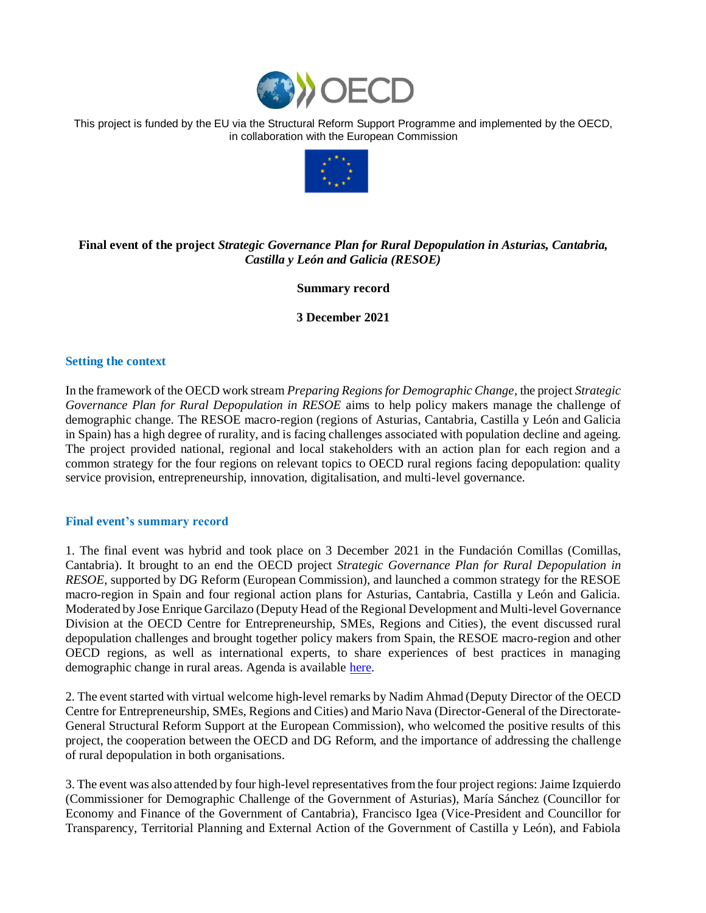This project is funded by the EU via the Structural Reform Support Programme and implemented by the OECD, in collaboration with the European Commission

**Final event of the project *Strategic Governance Plan for Rural Depopulation in Asturias, Cantabria, Castilla y León and Galicia (RESOE)***

**Summary record**

**3 December 2021**

## Setting the context

In the framework of the OECD work stream *Preparing Regions for Demographic Change*, the project *Strategic Governance Plan for Rural Depopulation in RESOE* aims to help policy makers manage the challenge of demographic change. The RESOE macro-region (regions of Asturias, Cantabria, Castilla y León and Galicia in Spain) has a high degree of rurality, and is facing challenges associated with population decline and ageing. The project provided national, regional and local stakeholders with an action plan for each region and a common strategy for the four regions on relevant topics to OECD rural regions facing depopulation: quality service provision, entrepreneurship, innovation, digitalisation, and multi-level governance.

## Final event's summary record

1. The final event was hybrid and took place on 3 December 2021 in the Fundación Comillas (Comillas, Cantabria). It brought to an end the OECD project *Strategic Governance Plan for Rural Depopulation in RESOE*, supported by DG Reform (European Commission), and launched a common strategy for the RESOE macro-region in Spain and four regional action plans for Asturias, Cantabria, Castilla y León and Galicia. Moderated by Jose Enrique Garcilazo (Deputy Head of the Regional Development and Multi-level Governance Division at the OECD Centre for Entrepreneurship, SMEs, Regions and Cities), the event discussed rural depopulation challenges and brought together policy makers from Spain, the RESOE macro-region and other OECD regions, as well as international experts, to share experiences of best practices in managing demographic change in rural areas. Agenda is available here.

2. The event started with virtual welcome high-level remarks by Nadim Ahmad (Deputy Director of the OECD Centre for Entrepreneurship, SMEs, Regions and Cities) and Mario Nava (Director-General of the Directorate-General Structural Reform Support at the European Commission), who welcomed the positive results of this project, the cooperation between the OECD and DG Reform, and the importance of addressing the challenge of rural depopulation in both organisations.

3. The event was also attended by four high-level representatives from the four project regions: Jaime Izquierdo (Commissioner for Demographic Challenge of the Government of Asturias), María Sánchez (Councillor for Economy and Finance of the Government of Cantabria), Francisco Igea (Vice-President and Councillor for Transparency, Territorial Planning and External Action of the Government of Castilla y León), and Fabiola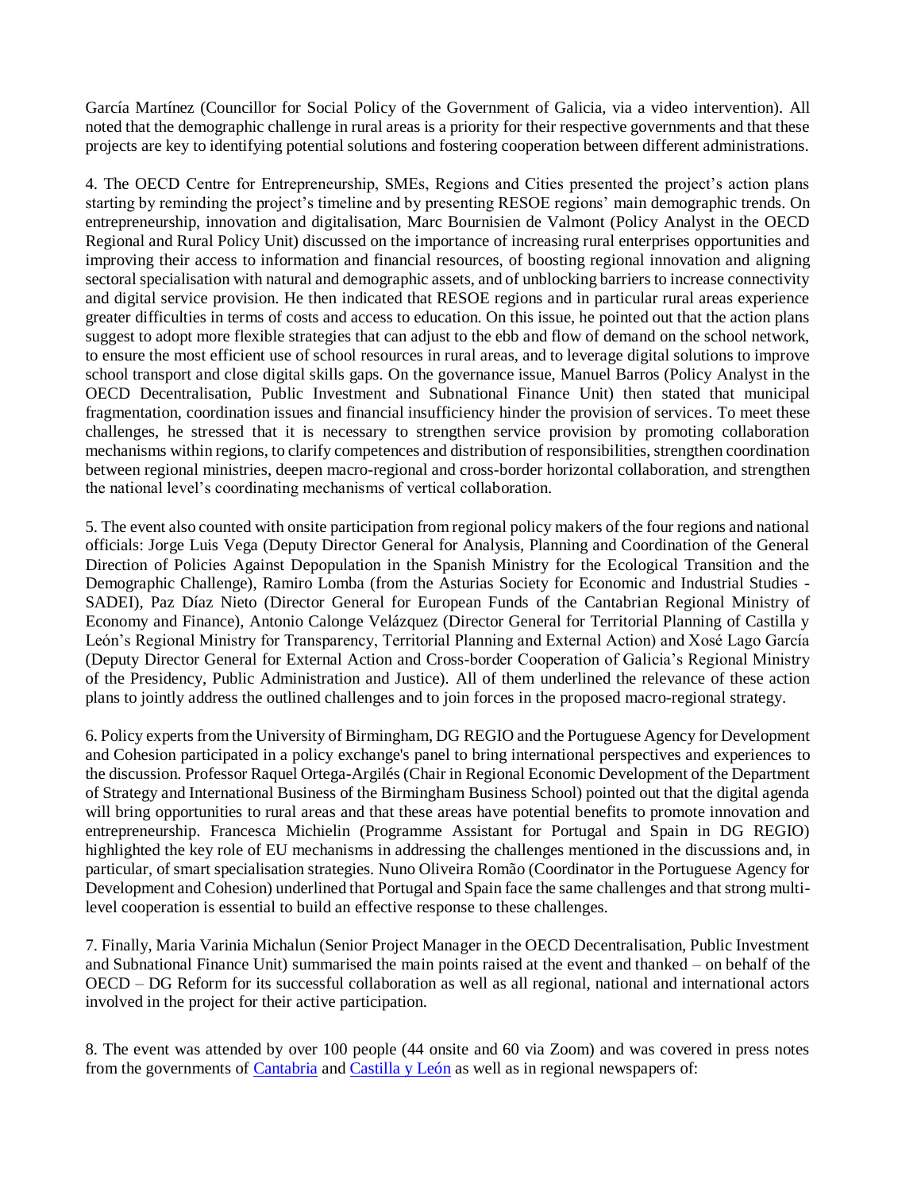García Martínez (Councillor for Social Policy of the Government of Galicia, via a video intervention). All noted that the demographic challenge in rural areas is a priority for their respective governments and that these projects are key to identifying potential solutions and fostering cooperation between different administrations.

4. The OECD Centre for Entrepreneurship, SMEs, Regions and Cities presented the project's action plans starting by reminding the project's timeline and by presenting RESOE regions' main demographic trends. On entrepreneurship, innovation and digitalisation, Marc Bournisien de Valmont (Policy Analyst in the OECD Regional and Rural Policy Unit) discussed on the importance of increasing rural enterprises opportunities and improving their access to information and financial resources, of boosting regional innovation and aligning sectoral specialisation with natural and demographic assets, and of unblocking barriers to increase connectivity and digital service provision. He then indicated that RESOE regions and in particular rural areas experience greater difficulties in terms of costs and access to education. On this issue, he pointed out that the action plans suggest to adopt more flexible strategies that can adjust to the ebb and flow of demand on the school network, to ensure the most efficient use of school resources in rural areas, and to leverage digital solutions to improve school transport and close digital skills gaps. On the governance issue, Manuel Barros (Policy Analyst in the OECD Decentralisation, Public Investment and Subnational Finance Unit) then stated that municipal fragmentation, coordination issues and financial insufficiency hinder the provision of services. To meet these challenges, he stressed that it is necessary to strengthen service provision by promoting collaboration mechanisms within regions, to clarify competences and distribution of responsibilities, strengthen coordination between regional ministries, deepen macro-regional and cross-border horizontal collaboration, and strengthen the national level's coordinating mechanisms of vertical collaboration.

5. The event also counted with onsite participation from regional policy makers of the four regions and national officials: Jorge Luis Vega (Deputy Director General for Analysis, Planning and Coordination of the General Direction of Policies Against Depopulation in the Spanish Ministry for the Ecological Transition and the Demographic Challenge), Ramiro Lomba (from the Asturias Society for Economic and Industrial Studies - SADEI), Paz Díaz Nieto (Director General for European Funds of the Cantabrian Regional Ministry of Economy and Finance), Antonio Calonge Velázquez (Director General for Territorial Planning of Castilla y León's Regional Ministry for Transparency, Territorial Planning and External Action) and Xosé Lago García (Deputy Director General for External Action and Cross-border Cooperation of Galicia's Regional Ministry of the Presidency, Public Administration and Justice). All of them underlined the relevance of these action plans to jointly address the outlined challenges and to join forces in the proposed macro-regional strategy.

6. Policy experts from the University of Birmingham, DG REGIO and the Portuguese Agency for Development and Cohesion participated in a policy exchange's panel to bring international perspectives and experiences to the discussion. Professor Raquel Ortega-Argilés (Chair in Regional Economic Development of the Department of Strategy and International Business of the Birmingham Business School) pointed out that the digital agenda will bring opportunities to rural areas and that these areas have potential benefits to promote innovation and entrepreneurship. Francesca Michielin (Programme Assistant for Portugal and Spain in DG REGIO) highlighted the key role of EU mechanisms in addressing the challenges mentioned in the discussions and, in particular, of smart specialisation strategies. Nuno Oliveira Romão (Coordinator in the Portuguese Agency for Development and Cohesion) underlined that Portugal and Spain face the same challenges and that strong multi-level cooperation is essential to build an effective response to these challenges.

7. Finally, Maria Varinia Michalun (Senior Project Manager in the OECD Decentralisation, Public Investment and Subnational Finance Unit) summarised the main points raised at the event and thanked – on behalf of the OECD – DG Reform for its successful collaboration as well as all regional, national and international actors involved in the project for their active participation.

8. The event was attended by over 100 people (44 onsite and 60 via Zoom) and was covered in press notes from the governments of Cantabria and Castilla y León as well as in regional newspapers of: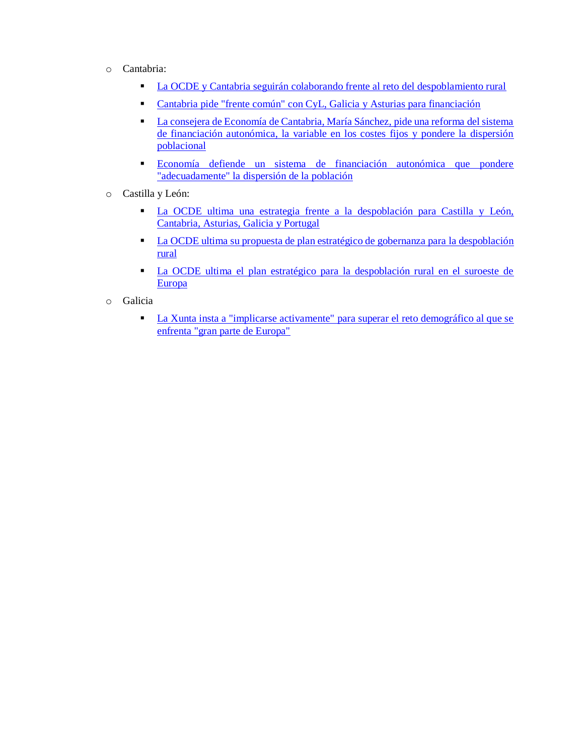- Cantabria:
  - La OCDE y Cantabria seguirán colaborando frente al reto del despoblamiento rural
  - Cantabria pide "frente común" con CyL, Galicia y Asturias para financiación
  - La consejera de Economía de Cantabria, María Sánchez, pide una reforma del sistema de financiación autonómica, la variable en los costes fijos y pondere la dispersión poblacional
  - Economía defiende un sistema de financiación autonómica que pondere "adecuadamente" la dispersión de la población
- Castilla y León:
  - La OCDE ultima una estrategia frente a la despoblación para Castilla y León, Cantabria, Asturias, Galicia y Portugal
  - La OCDE ultima su propuesta de plan estratégico de gobernanza para la despoblación rural
  - La OCDE ultima el plan estratégico para la despoblación rural en el suroeste de Europa
- Galicia
  - La Xunta insta a "implicarse activamente" para superar el reto demográfico al que se enfrenta "gran parte de Europa"